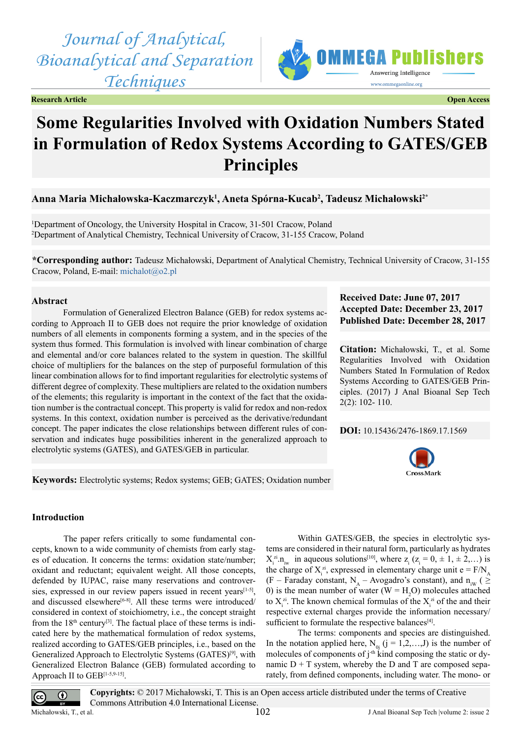Journal of Analytical, Bioanalytical and Separation Techniques

**Research Article** **Open Access**

# Some Regularities Involved with Oxidation Numbers Stated in Formulation of Redox Systems According to GATES/GEB Principles

**Anna Maria Michałowska-Kaczmarczyk[1], Aneta Spórna-Kucab[2], Tadeusz Michałowski[2*]**

[1]Department of Oncology, the University Hospital in Cracow, 31-501 Cracow, Poland
[2]Department of Analytical Chemistry, Technical University of Cracow, 31-155 Cracow, Poland

***Corresponding author:** Tadeusz Michałowski, Department of Analytical Chemistry, Technical University of Cracow, 31-155 Cracow, Poland, E-mail: michalot@o2.pl

**Received Date: June 07, 2017**
**Accepted Date: December 23, 2017**
**Published Date: December 28, 2017**

**Citation:** Michałowski, T., et al. Some Regularities Involved with Oxidation Numbers Stated In Formulation of Redox Systems According to GATES/GEB Principles. (2017) J Anal Bioanal Sep Tech 2(2): 102- 110.

**DOI:** 10.15436/2476-1869.17.1569

## Abstract

Formulation of Generalized Electron Balance (GEB) for redox systems according to Approach II to GEB does not require the prior knowledge of oxidation numbers of all elements in components forming a system, and in the species of the system thus formed. This formulation is involved with linear combination of charge and elemental and/or core balances related to the system in question. The skillful choice of multipliers for the balances on the step of purposeful formulation of this linear combination allows for to find important regularities for electrolytic systems of different degree of complexity. These multipliers are related to the oxidation numbers of the elements; this regularity is important in the context of the fact that the oxidation number is the contractual concept. This property is valid for redox and non-redox systems. In this context, oxidation number is perceived as the derivative/redundant concept. The paper indicates the close relationships between different rules of conservation and indicates huge possibilities inherent in the generalized approach to electrolytic systems (GATES), and GATES/GEB in particular.

**Keywords:** Electrolytic systems; Redox systems; GEB; GATES; Oxidation number

## Introduction

The paper refers critically to some fundamental concepts, known to a wide community of chemists from early stages of education. It concerns the terms: oxidation state/number; oxidant and reductant; equivalent weight. All those concepts, defended by IUPAC, raise many reservations and controversies, expressed in our review papers issued in recent years[1-5], and discussed elsewhere[6-8]. All these terms were introduced/considered in context of stoichiometry, i.e., the concept straight from the 18[th] century[3]. The factual place of these terms is indicated here by the mathematical formulation of redox systems, realized according to GATES/GEB principles, i.e., based on the Generalized Approach to Electrolytic Systems (GATES)[9], with Generalized Electron Balance (GEB) formulated according to Approach II to GEB[1-5,9-15].

Within GATES/GEB, the species in electrolytic systems are considered in their natural form, particularly as hydrates $X_i^{zi}.n_{iw}$ in aqueous solutions[10], where $z_i$ ($z_i = 0, \pm 1, \pm 2, \ldots$) is the charge of $X_i^{zi}$, expressed in elementary charge unit $e = F/N_A$ (F – Faraday constant, $N_A$ – Avogadro's constant), and $n_{iw}$ ($\geq 0$) is the mean number of water ($W = H_2O$) molecules attached to $X_i^{zi}$. The known chemical formulas of the $X_i^{zi}$ of the and their respective external charges provide the information necessary/sufficient to formulate the respective balances[4].

The terms: components and species are distinguished. In the notation applied here, $N_{0j}$ ($j = 1,2,\ldots,J$) is the number of molecules of components of j[-th] kind composing the static or dynamic D + T system, whereby the D and T are composed separately, from defined components, including water. The mono- or

**Copyrights:** © 2017 Michałowski, T. This is an Open access article distributed under the terms of Creative Commons Attribution 4.0 International License.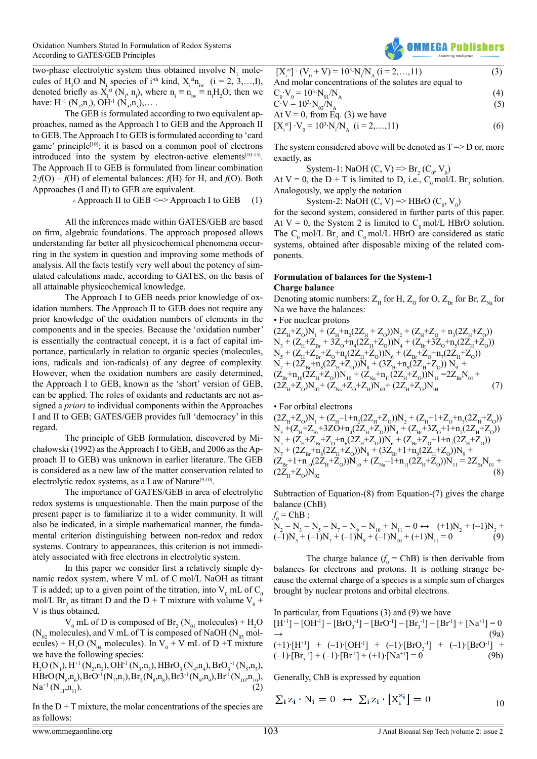two-phase electrolytic system thus obtained involve $N_1$ molecules of $H_2O$ and $N_i$ species of $i^{th}$ kind, $X_i^{z_i} n_{iw}$ $(i = 2, 3,…,I)$, denoted briefly as $X_i^{z_i}$ $(N_i, n_i)$, where $n_i \equiv n_{iw} \equiv n_iH_2O$; then we have: $H^{+1}$ $(N_2,n_2)$, $OH^{-1}$ $(N_3,n_3)$,… .

The GEB is formulated according to two equivalent approaches, named as the Approach I to GEB and the Approach II to GEB. The Approach I to GEB is formulated according to 'card game' principle[10]; it is based on a common pool of electrons introduced into the system by electron-active elements[10-15]. The Approach II to GEB is formulated from linear combination $2 \cdot f(O) - f(H)$ of elemental balances: $f(H)$ for H, and $f(O)$. Both Approaches (I and II) to GEB are equivalent.

$$\text{Approach II to GEB} \Leftrightarrow \text{Approach I to GEB} \qquad (1)$$

All the inferences made within GATES/GEB are based on firm, algebraic foundations. The approach proposed allows understanding far better all physicochemical phenomena occurring in the system in question and improving some methods of analysis. All the facts testify very well about the potency of simulated calculations made, according to GATES, on the basis of all attainable physicochemical knowledge.

The Approach I to GEB needs prior knowledge of oxidation numbers. The Approach II to GEB does not require any prior knowledge of the oxidation numbers of elements in the components and in the species. Because the 'oxidation number' is essentially the contractual concept, it is a fact of capital importance, particularly in relation to organic species (molecules, ions, radicals and ion-radicals) of any degree of complexity. However, when the oxidation numbers are easily determined, the Approach I to GEB, known as the 'short' version of GEB, can be applied. The roles of oxidants and reductants are not assigned a *priori* to individual components within the Approaches I and II to GEB; GATES/GEB provides full 'democracy' in this regard.

The principle of GEB formulation, discovered by Michałowski (1992) as the Approach I to GEB, and 2006 as the Approach II to GEB) was unknown in earlier literature. The GEB is considered as a new law of the matter conservation related to electrolytic redox systems, as a Law of Nature[9,10].

The importance of GATES/GEB in area of electrolytic redox systems is unquestionable. Then the main purpose of the present paper is to familiarize it to a wider community. It will also be indicated, in a simple mathematical manner, the fundamental criterion distinguishing between non-redox and redox systems. Contrary to appearances, this criterion is not immediately associated with free electrons in electrolytic system.

In this paper we consider first a relatively simple dynamic redox system, where V mL of C mol/L NaOH as titrant T is added; up to a given point of the titration, into $V_0$ mL of $C_0$ mol/L $Br_2$ as titrant D and the D + T mixture with volume $V_0 + V$ is thus obtained.

$V_0$ mL of D is composed of $Br_2$ ($N_{01}$ molecules) + $H_2O$ ($N_{02}$ molecules), and V mL of T is composed of NaOH ($N_{03}$ molecules) + $H_2O$ ($N_{04}$ molecules). In $V_0 + V$ mL of D +T mixture we have the following species:

$H_2O$ $(N_1)$, $H^{+1}$ $(N_2,n_2)$, $OH^{-1}$ $(N_3,n_3)$, $HBrO_3$ $(N_4,n_4)$, $BrO_3^{-1}$ $(N_5,n_5)$, $HBrO$ $(N_6,n_6)$, $BrO^{-1}$ $(N_7,n_7)$, $Br_2$ $(N_8,n_8)$, $Br3^{-1}$ $(N_9,n_9)$, $Br^{-1}$ $(N_{10},n_{10})$, $Na^{+1}$ $(N_{11},n_{11})$. (2)

In the D + T mixture, the molar concentrations of the species are as follows:

$$[X_i^{z_i}] \cdot (V_0 + V) = 10^3 \cdot N_i/N_A \ (i = 2,…,11) \qquad (3)$$

And molar concentrations of the solutes are equal to

$$C_0 \cdot V_0 = 10^3 \cdot N_{01}/N_A \qquad (4)$$

$$C \cdot V = 10^3 \cdot N_{03}/N_A \qquad (5)$$

At V = 0, from Eq. (3) we have

$$[X_i^{z_i}] \cdot V_0 = 10^3 \cdot N_i/N_A \ \ (i = 2,…,11) \qquad (6)$$

The system considered above will be denoted as T => D or, more exactly, as

System-1: NaOH (C, V) => $Br_2$ $(C_0, V_0)$

At V = 0, the D + T is limited to D, i.e., $C_0$ mol/L $Br_2$ solution. Analogously, we apply the notation

System-2: NaOH (C, V) => HBrO $(C_0, V_0)$

for the second system, considered in further parts of this paper. At V = 0, the System 2 is limited to $C_0$ mol/L HBrO solution. The $C_0$ mol/L $Br_2$ and $C_0$ mol/L HBrO are considered as static systems, obtained after disposable mixing of the related components.

## Formulation of balances for the System-1

### Charge balance

Denoting atomic numbers: $Z_H$ for H, $Z_O$ for O, $Z_{Br}$ for Br, $Z_{Na}$ for Na we have the balances:

- For nuclear protons

$$\begin{aligned}
&(2Z_H+Z_O)N_1 + (Z_H+n_2(2Z_H + Z_O))N_2 + (Z_H+Z_O + n_3(2Z_H+Z_O)) \\
&N_3 + (Z_H+Z_{Br} + 3Z_O+n_4(2Z_H+Z_O))N_4 + (Z_{Br}+3Z_O+n_5(2Z_H+Z_O)) \\
&N_5 + (Z_H+Z_{Br}+Z_O+n_6(2Z_H+Z_O))N_6 + (Z_{Br}+Z_O+n_7(2Z_H+Z_O)) \\
&N_7 + (2Z_{Br}+n_8(2Z_H+Z_O))N_8 + (3Z_{Br}+n_9(2Z_H+Z_O))\ N_9 + \\
&(Z_{Br}+n_{10}(2Z_H+Z_O))N_{10} + (Z_{Na}+n_{11}(2Z_H+Z_O))N_{11} = 2Z_{Br}N_{01} + \\
&(2Z_H+Z_O)N_{02} + (Z_{Na}+Z_O+Z_H)N_{03} + (2Z_H+Z_O)N_{04} \qquad (7)
\end{aligned}$$

- For orbital electrons

$$\begin{aligned}
&(2Z_H+Z_O)N_1 + (Z_H-1+n_2(2Z_H+Z_O))N_2 + (Z_H+1+Z_O+n_3(2Z_H+Z_O)) \\
&N_3 +(Z_H+Z_{Br}+3ZO+n_4(2Z_H+Z_O))N_4 + (Z_{Br}+3Z_O+1+n_5(2Z_H+Z_O)) \\
&N_5 + (Z_H+Z_{Br}+Z_O+n_6(2Z_H+Z_O))N_6 + (Z_{Br}+Z_O+1+n_7(2Z_H+Z_O)) \\
&N_7 + (2Z_{Br}+n_8(2Z_H+Z_O))N_8 + (3Z_{Br}+1+n_9(2Z_H+Z_O))N_9 + \\
&(Z_{Br}+1+n_{10}(2Z_H+Z_O))N_{10} + (Z_{Na}-1+n_{11}(2Z_H+Z_O))N_{11} = 2Z_{Br}N_{01} + \\
&(2Z_H+Z_O)N_{02} \qquad (8)
\end{aligned}$$

Subtraction of Equation-(8) from Equation-(7) gives the charge balance (ChB)

$f_0$ = ChB :

$$N_2 - N_3 - N_5 - N_7 - N_9 - N_{10} + N_{11} = 0 \leftrightarrow \ (+1)N_2 + (-1)N_3 + (-1)N_5 + (-1)N_7 + (-1)N_9 + (-1)N_{10} + (+1)N_{11} = 0 \qquad (9)$$

The charge balance ($f_0$ = ChB) is then derivable from balances for electrons and protons. It is nothing strange because the external charge of a species is a simple sum of charges brought by nuclear protons and orbital electrons.

In particular, from Equations (3) and (9) we have

$$[H^{+1}] - [OH^{-1}] - [BrO_3^{-1}] - [BrO^{-1}] - [Br_3^{-1}] - [Br^{-1}] + [Na^{+1}] = 0 \rightarrow \qquad (9a)$$

$$(+1) \cdot [H^{+1}] + (-1) \cdot [OH^{-1}] + (-1) \cdot [BrO_3^{-1}] + (-1) \cdot [BrO^{-1}] + (-1) \cdot [Br_3^{-1}] + (-1) \cdot [Br^{-1}] + (+1) \cdot [Na^{+1}] = 0 \qquad (9b)$$

Generally, ChB is expressed by equation

$$\sum_i z_i \cdot N_i = 0 \ \leftrightarrow \ \sum_i z_i \cdot [X_i^{z_i}] = 0 \qquad 10$$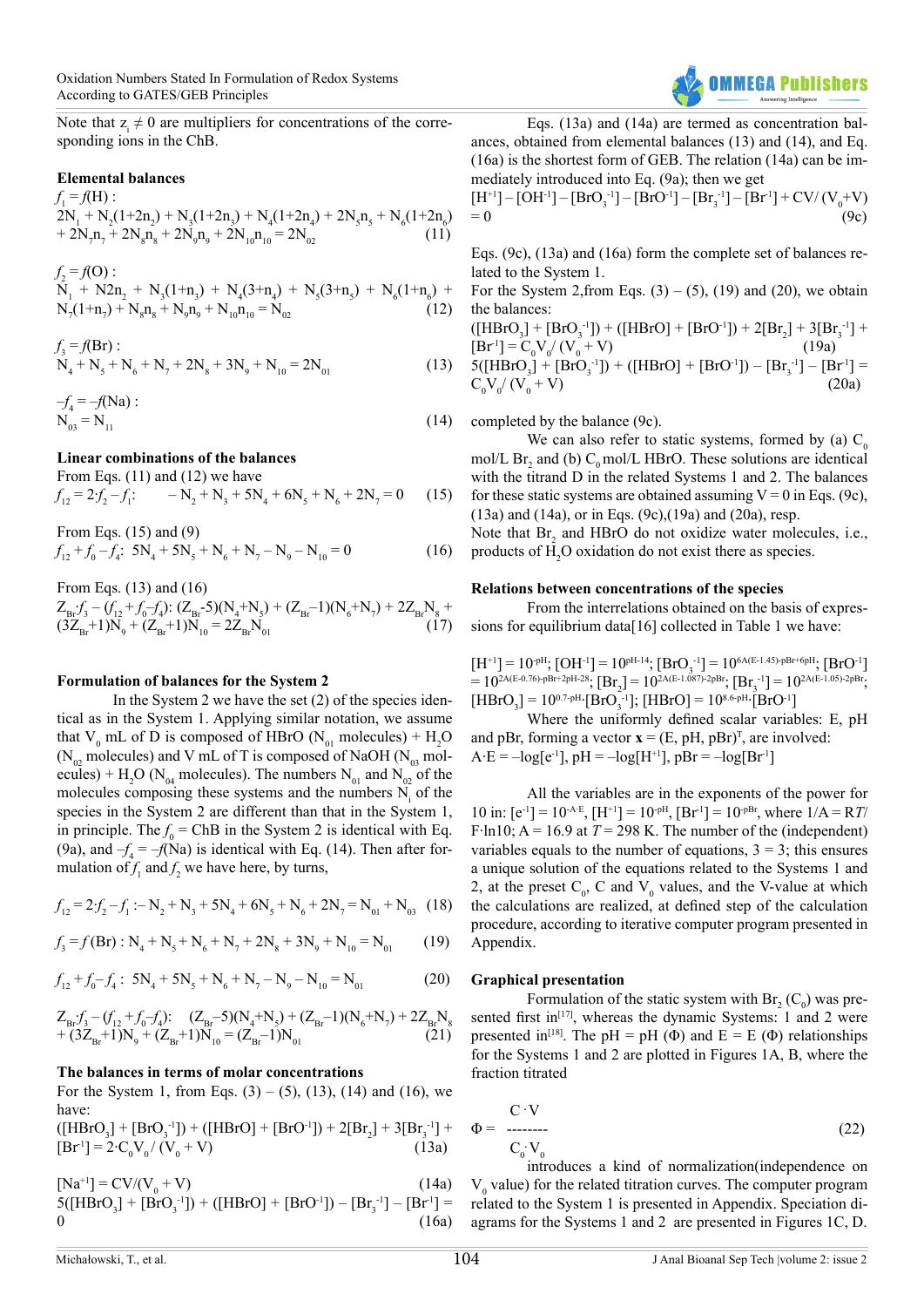Note that $z_i \neq 0$ are multipliers for concentrations of the corresponding ions in the ChB.

**Elemental balances**

$f_1 = f(\mathrm{H})$ :

$$2N_1 + N_2(1+2n_2) + N_3(1+2n_3) + N_4(1+2n_4) + 2N_5n_5 + N_6(1+2n_6) + 2N_7n_7 + 2N_8n_8 + 2N_9n_9 + 2N_{10}n_{10} = 2N_{02} \quad (11)$$

$f_2 = f(\mathrm{O})$ :

$$N_1 + N2n_2 + N_3(1+n_3) + N_4(3+n_4) + N_5(3+n_5) + N_6(1+n_6) + N_7(1+n_7) + N_8n_8 + N_9n_9 + N_{10}n_{10} = N_{02} \quad (12)$$

$f_3 = f(\mathrm{Br})$ :

$$N_4 + N_5 + N_6 + N_7 + 2N_8 + 3N_9 + N_{10} = 2N_{01} \quad (13)$$

$-f_4 = -f(\mathrm{Na})$ :

$$N_{03} = N_{11} \quad (14)$$

**Linear combinations of the balances**

From Eqs. (11) and (12) we have

$$f_{12} = 2 \cdot f_2 - f_1: \quad -N_2 + N_3 + 5N_4 + 6N_5 + N_6 + 2N_7 = 0 \quad (15)$$

From Eqs. (15) and (9)

$$f_{12} + f_0 - f_4: \; 5N_4 + 5N_5 + N_6 + N_7 - N_9 - N_{10} = 0 \quad (16)$$

From Eqs. (13) and (16)

$$Z_{Br} \cdot f_3 - (f_{12} + f_0 - f_4): (Z_{Br}-5)(N_4+N_5) + (Z_{Br}-1)(N_6+N_7) + 2Z_{Br}N_8 + (3Z_{Br}+1)N_9 + (Z_{Br}+1)N_{10} = 2Z_{Br}N_{01} \quad (17)$$

**Formulation of balances for the System 2**

In the System 2 we have the set (2) of the species identical as in the System 1. Applying similar notation, we assume that $V_0$ mL of D is composed of HBrO ($N_{01}$ molecules) + $H_2O$ ($N_{02}$ molecules) and V mL of T is composed of NaOH ($N_{03}$ molecules) + $H_2O$ ($N_{04}$ molecules). The numbers $N_{01}$ and $N_{02}$ of the molecules composing these systems and the numbers $N_i$ of the species in the System 2 are different than that in the System 1, in principle. The $f_0$ = ChB in the System 2 is identical with Eq. (9a), and $-f_4 = -f(\mathrm{Na})$ is identical with Eq. (14). Then after formulation of $f_1$ and $f_2$ we have here, by turns,

$$f_{12} = 2 \cdot f_2 - f_1 : -N_2 + N_3 + 5N_4 + 6N_5 + N_6 + 2N_7 = N_{01} + N_{03} \quad (18)$$

$$f_3 = f(\mathrm{Br}) : N_4 + N_5 + N_6 + N_7 + 2N_8 + 3N_9 + N_{10} = N_{01} \quad (19)$$

$$f_{12} + f_0 - f_4 : \; 5N_4 + 5N_5 + N_6 + N_7 - N_9 - N_{10} = N_{01} \quad (20)$$

$$Z_{Br} \cdot f_3 - (f_{12} + f_0 - f_4): \quad (Z_{Br}-5)(N_4+N_5) + (Z_{Br}-1)(N_6+N_7) + 2Z_{Br}N_8 + (3Z_{Br}+1)N_9 + (Z_{Br}+1)N_{10} = (Z_{Br}-1)N_{01} \quad (21)$$

**The balances in terms of molar concentrations**

For the System 1, from Eqs. (3) – (5), (13), (14) and (16), we have:

$$([HBrO_3] + [BrO_3^{-1}]) + ([HBrO] + [BrO^{-1}]) + 2[Br_2] + 3[Br_3^{-1}] + [Br^{-1}] = 2 \cdot C_0V_0/(V_0 + V) \quad (13a)$$

$$[Na^{+1}] = CV/(V_0 + V) \quad (14a)$$

$$5([HBrO_3] + [BrO_3^{-1}]) + ([HBrO] + [BrO^{-1}]) - [Br_3^{-1}] - [Br^{-1}] = 0 \quad (16a)$$

Eqs. (13a) and (14a) are termed as concentration balances, obtained from elemental balances (13) and (14), and Eq. (16a) is the shortest form of GEB. The relation (14a) can be immediately introduced into Eq. (9a); then we get

$$[H^{+1}] - [OH^{-1}] - [BrO_3^{-1}] - [BrO^{-1}] - [Br_3^{-1}] - [Br^{-1}] + CV/(V_0+V) = 0 \quad (9c)$$

Eqs. (9c), (13a) and (16a) form the complete set of balances related to the System 1.

For the System 2, from Eqs. (3) – (5), (19) and (20), we obtain the balances:

$$([HBrO_3] + [BrO_3^{-1}]) + ([HBrO] + [BrO^{-1}]) + 2[Br_2] + 3[Br_3^{-1}] + [Br^{-1}] = C_0V_0/(V_0 + V) \quad (19a)$$

$$5([HBrO_3] + [BrO_3^{-1}]) + ([HBrO] + [BrO^{-1}]) - [Br_3^{-1}] - [Br^{-1}] = C_0V_0/(V_0 + V) \quad (20a)$$

completed by the balance (9c).

We can also refer to static systems, formed by (a) $C_0$ mol/L $Br_2$ and (b) $C_0$ mol/L HBrO. These solutions are identical with the titrand D in the related Systems 1 and 2. The balances for these static systems are obtained assuming V = 0 in Eqs. (9c), (13a) and (14a), or in Eqs. (9c),(19a) and (20a), resp.

Note that $Br_2$ and HBrO do not oxidize water molecules, i.e., products of $H_2O$ oxidation do not exist there as species.

**Relations between concentrations of the species**

From the interrelations obtained on the basis of expressions for equilibrium data[16] collected in Table 1 we have:

$[H^{+1}] = 10^{-pH}$; $[OH^{-1}] = 10^{pH-14}$; $[BrO_3^{-1}] = 10^{6A(E-1.45)-pBr+6pH}$; $[BrO^{-1}] = 10^{2A(E-0.76)-pBr+2pH-28}$; $[Br_2] = 10^{2A(E-1.087)-2pBr}$; $[Br_3^{-1}] = 10^{2A(E-1.05)-2pBr}$; $[HBrO_3] = 10^{0.7-pH} \cdot [BrO_3^{-1}]$; $[HBrO] = 10^{8.6-pH} \cdot [BrO^{-1}]$

Where the uniformly defined scalar variables: E, pH and pBr, forming a vector $\mathbf{x} = (E, pH, pBr)^T$, are involved: $A \cdot E = -\log[e^{-1}]$, $pH = -\log[H^{+1}]$, $pBr = -\log[Br^{-1}]$

All the variables are in the exponents of the power for 10 in: $[e^{-1}] = 10^{-A \cdot E}$, $[H^{+1}] = 10^{-pH}$, $[Br^{-1}] = 10^{-pBr}$, where $1/A = RT/F \cdot \ln 10$; $A = 16.9$ at $T = 298$ K. The number of the (independent) variables equals to the number of equations, 3 = 3; this ensures a unique solution of the equations related to the Systems 1 and 2, at the preset $C_0$, C and $V_0$ values, and the V-value at which the calculations are realized, at defined step of the calculation procedure, according to iterative computer program presented in Appendix.

**Graphical presentation**

Formulation of the static system with $Br_2$ ($C_0$) was presented first in[17], whereas the dynamic Systems: 1 and 2 were presented in[18]. The pH = pH (Φ) and E = E (Φ) relationships for the Systems 1 and 2 are plotted in Figures 1A, B, where the fraction titrated

$$\Phi = \frac{C \cdot V}{C_0 \cdot V_0} \quad (22)$$

introduces a kind of normalization(independence on $V_0$ value) for the related titration curves. The computer program related to the System 1 is presented in Appendix. Speciation diagrams for the Systems 1 and 2 are presented in Figures 1C, D.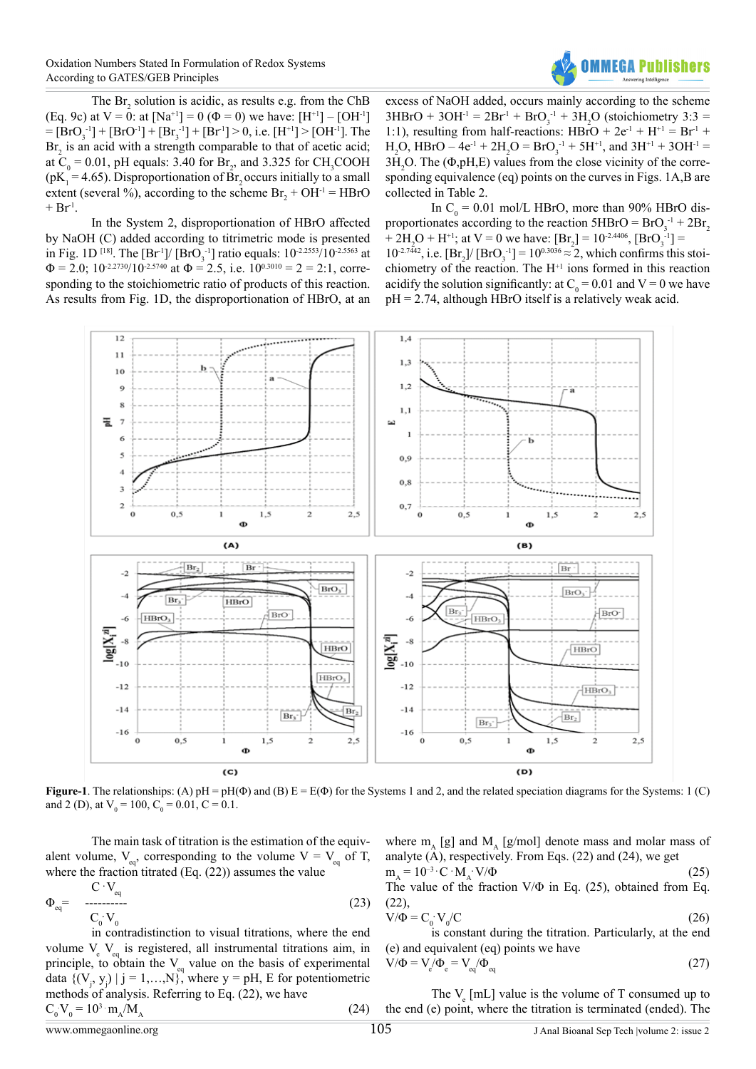The $Br_2$ solution is acidic, as results e.g. from the ChB (Eq. 9c) at V = 0: at $[Na^{+1}] = 0$ ($\Phi = 0$) we have: $[H^{+1}] - [OH^{-1}] = [BrO_3^{-1}] + [BrO^{-1}] + [Br_3^{-1}] + [Br^{-1}] > 0$, i.e. $[H^{+1}] > [OH^{-1}]$. The $Br_2$ is an acid with a strength comparable to that of acetic acid; at $C_0 = 0.01$, pH equals: 3.40 for $Br_2$, and 3.325 for $CH_3COOH$ ($pK_1 = 4.65$). Disproportionation of $Br_2$ occurs initially to a small extent (several %), according to the scheme $Br_2 + OH^{-1} = HBrO + Br^{-1}$.

In the System 2, disproportionation of HBrO affected by NaOH (C) added according to titrimetric mode is presented in Fig. 1D [18]. The $[Br^{-1}]/[BrO_3^{-1}]$ ratio equals: $10^{-2.2553}/10^{-2.5563}$ at $\Phi = 2.0$; $10^{-2.2730}/10^{-2.5740}$ at $\Phi = 2.5$, i.e. $10^{0.3010} = 2 = 2{:}1$, corresponding to the stoichiometric ratio of products of this reaction. As results from Fig. 1D, the disproportionation of HBrO, at an excess of NaOH added, occurs mainly according to the scheme $3HBrO + 3OH^{-1} = 2Br^{-1} + BrO_3^{-1} + 3H_2O$ (stoichiometry 3:3 = 1:1), resulting from half-reactions: $HBrO + 2e^{-1} + H^{+1} = Br^{-1} + H_2O$, $HBrO - 4e^{-1} + 2H_2O = BrO_3^{-1} + 5H^{+1}$, and $3H^{+1} + 3OH^{-1} = 3H_2O$. The ($\Phi$,pH,E) values from the close vicinity of the corresponding equivalence (eq) points on the curves in Figs. 1A,B are collected in Table 2.

In $C_0 = 0.01$ mol/L HBrO, more than 90% HBrO disproportionates according to the reaction $5HBrO = BrO_3^{-1} + 2Br_2 + 2H_2O + H^{+1}$; at V = 0 we have: $[Br_2] = 10^{-2.4406}$, $[BrO_3^{-1}] = 10^{-2.7442}$, i.e. $[Br_2]/[BrO_3^{-1}] = 10^{0.3036} \approx 2$, which confirms this stoichiometry of the reaction. The $H^{+1}$ ions formed in this reaction acidify the solution significantly: at $C_0 = 0.01$ and V = 0 we have pH = 2.74, although HBrO itself is a relatively weak acid.

**Figure-1**. The relationships: (A) pH = pH($\Phi$) and (B) E = E($\Phi$) for the Systems 1 and 2, and the related speciation diagrams for the Systems: 1 (C) and 2 (D), at $V_0 = 100$, $C_0 = 0.01$, C = 0.1.

The main task of titration is the estimation of the equivalent volume, $V_{eq}$, corresponding to the volume $V = V_{eq}$ of T, where the fraction titrated (Eq. (22)) assumes the value

$$\Phi_{eq} = \frac{C \cdot V_{eq}}{C_0 \cdot V_0} \tag{23}$$

in contradistinction to visual titrations, where the end volume $V_e$ $V_{eq}$ is registered, all instrumental titrations aim, in principle, to obtain the $V_{eq}$ value on the basis of experimental data $\{(V_j, y_j) \mid j = 1,\ldots,N\}$, where y = pH, E for potentiometric methods of analysis. Referring to Eq. (22), we have

$$C_0 V_0 = 10^3 \cdot m_A/M_A \tag{24}$$

where $m_A$ [g] and $M_A$ [g/mol] denote mass and molar mass of analyte (A), respectively. From Eqs. (22) and (24), we get

$$m_A = 10^{-3} \cdot C \cdot M_A \cdot V/\Phi \tag{25}$$

The value of the fraction $V/\Phi$ in Eq. (25), obtained from Eq. (22),

$$V/\Phi = C_0 \cdot V_0/C \tag{26}$$

is constant during the titration. Particularly, at the end (e) and equivalent (eq) points we have

$$V/\Phi = V_e/\Phi_e = V_{eq}/\Phi_{eq} \tag{27}$$

The $V_e$ [mL] value is the volume of T consumed up to the end (e) point, where the titration is terminated (ended). The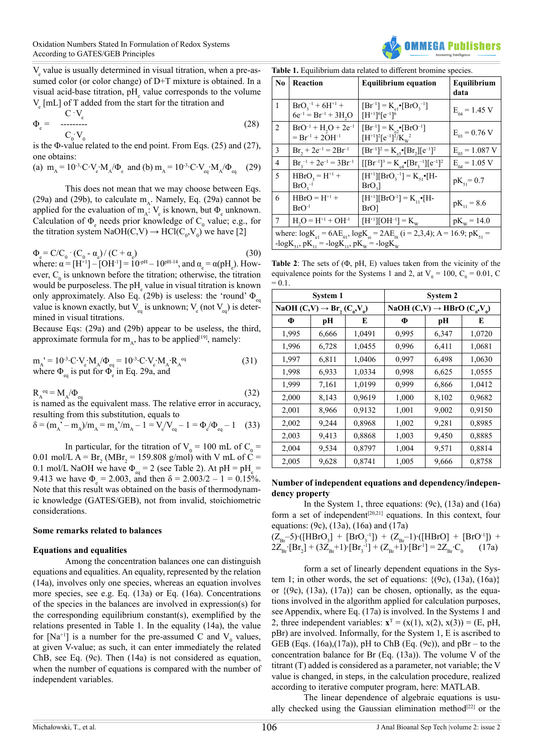$V_e$ value is usually determined in visual titration, when a pre-assumed color (or color change) of D+T mixture is obtained. In a visual acid-base titration, $pH_e$ value corresponds to the volume $V_e$ [mL] of T added from the start for the titration and

$$\Phi_e = \frac{C \cdot V_e}{C_0 \cdot V_0} \tag{28}$$

is the Φ-value related to the end point. From Eqs. (25) and (27), one obtains:

$$\text{(a)}\ m_A = 10^{-3} \cdot C \cdot V_e \cdot M_A / \Phi_e \ \text{ and (b) } m_A = 10^{-3} \cdot C \cdot V_{eq} \cdot M_A / \Phi_{eq} \tag{29}$$

This does not mean that we may choose between Eqs. (29a) and (29b), to calculate $m_A$. Namely, Eq. (29a) cannot be applied for the evaluation of $m_A$: $V_e$ is known, but $\Phi_e$ unknown. Calculation of $\Phi_e$ needs prior knowledge of $C_0$ value; e.g., for the titration system NaOH(C,V) → HCl($C_0$,$V_0$) we have [2]

$$\Phi_e = C/C_0 \cdot (C_0 - \alpha_e) / (C + \alpha_e) \tag{30}$$

where: $\alpha = [H^{+1}] - [OH^{-1}] = 10^{-pH} - 10^{pH-14}$, and $\alpha_e = \alpha(pH_e)$. However, $C_0$ is unknown before the titration; otherwise, the titration would be purposeless. The $pH_e$ value in visual titration is known only approximately. Also Eq. (29b) is useless: the 'round' $\Phi_{eq}$ value is known exactly, but $V_{eq}$ is unknown; $V_e$ (not $V_{eq}$) is determined in visual titrations.

Because Eqs: (29a) and (29b) appear to be useless, the third, approximate formula for $m_A$, has to be applied[19], namely:

$$m_A' = 10^{-3} \cdot C \cdot V_e \cdot M_A / \Phi_{eq} = 10^{-3} \cdot C \cdot V_e \cdot M_A \cdot R_A^{eq} \tag{31}$$

where $\Phi_{eq}$ is put for $\Phi_e$ in Eq. 29a, and

$$R_A^{eq} = M_A / \Phi_{eq} \tag{32}$$

is named as the equivalent mass. The relative error in accuracy, resulting from this substitution, equals to

$$\delta = (m_A' - m_A)/m_A = m_A'/m_A - 1 = V_e/V_{eq} - 1 = \Phi_e/\Phi_{eq} - 1 \tag{33}$$

In particular, for the titration of $V_0$ = 100 mL of $C_0$ = 0.01 mol/L A = $Br_2$ ($M_{Br_2}$ = 159.808 g/mol) with V mL of C = 0.1 mol/L NaOH we have $\Phi_{eq}$ = 2 (see Table 2). At pH = $pH_e$ = 9.413 we have $\Phi_e$ = 2.003, and then δ = 2.003/2 – 1 = 0.15%. Note that this result was obtained on the basis of thermodynamic knowledge (GATES/GEB), not from invalid, stoichiometric considerations.

## Some remarks related to balances

### Equations and equalities

Among the concentration balances one can distinguish equations and equalities. An equality, represented by the relation (14a), involves only one species, whereas an equation involves more species, see e.g. Eq. (13a) or Eq. (16a). Concentrations of the species in the balances are involved in expression(s) for the corresponding equilibrium constant(s), exemplified by the relations presented in Table 1. In the equality (14a), the value for $[Na^{+1}]$ is a number for the pre-assumed C and $V_0$ values, at given V-value; as such, it can enter immediately the related ChB, see Eq. (9c). Then (14a) is not considered as equation, when the number of equations is compared with the number of independent variables.

**Table 1.** Equilibrium data related to different bromine species.

| No | Reaction | Equilibrium equation | Equilibrium data |
|---|---|---|---|
| 1 | $BrO_3^{-1} + 6H^{+1} + 6e^{-1} = Br^{-1} + 3H_2O$ | $[Br^{-1}] = K_{e1} \cdot [BrO_3^{-1}][H^{+1}]^6[e^{-1}]^6$ | $E_{04}$ = 1.45 V |
| 2 | $BrO^{-1} + H_2O + 2e^{-1} = Br^{-1} + 2OH^{-1}$ | $[Br^{-1}] = K_{e2} \cdot [BrO^{-1}][H^{+1}]^2[e^{-1}]^2/K_W^2$ | $E_{03}$ = 0.76 V |
| 3 | $Br_2 + 2e^{-1} = 2Br^{-1}$ | $[Br^{-1}]^2 = K_{e3} \cdot [Br_2][e^{-1}]^2$ | $E_{03}$ = 1.087 V |
| 4 | $Br_3^{-1} + 2e^{-1} = 3Br^{-1}$ | $[[Br^{-1}]^3 = K_{e4} \cdot [Br_3^{-1}][e^{-1}]^2$ | $E_{04}$ = 1.05 V |
| 5 | $HBrO_3 = H^{+1} + BrO_3^{-1}$ | $[H^{+1}][BrO_3^{-1}] = K_{51} \cdot [HBrO_3]$ | $pK_{51}$ = 0.7 |
| 6 | $HBrO = H^{+1} + BrO^{-1}$ | $[H^{+1}][BrO^{-1}] = K_{11} \cdot [HBrO]$ | $pK_{11}$ = 8.6 |
| 7 | $H_2O = H^{+1} + OH^{-1}$ | $[H^{+1}][OH^{-1}] = K_W$ | $pK_W$ = 14.0 |

where: $\log K_{e1} = 6AE_{01}$, $\log K_{ei} = 2AE_{0i}$ (i = 2,3,4); A = 16.9; $pK_{51} = -\log K_{51}$, $pK_{11} = -\log K_{11}$, $pK_W = -\log K_W$

**Table 2**: The sets of (Φ, pH, E) values taken from the vicinity of the equivalence points for the Systems 1 and 2, at $V_0$ = 100, $C_0$ = 0.01, C = 0.1.

| System 1 | | | System 2 | | |
|---|---|---|---|---|---|
| NaOH (C,V) → $Br_2$ ($C_0$,$V_0$) | | | NaOH (C,V) → HBrO ($C_0$,$V_0$) | | |
| Φ | pH | E | Φ | pH | E |
| 1,995 | 6,666 | 1,0491 | 0,995 | 6,347 | 1,0720 |
| 1,996 | 6,728 | 1,0455 | 0,996 | 6,411 | 1,0681 |
| 1,997 | 6,811 | 1,0406 | 0,997 | 6,498 | 1,0630 |
| 1,998 | 6,933 | 1,0334 | 0,998 | 6,625 | 1,0555 |
| 1,999 | 7,161 | 1,0199 | 0,999 | 6,866 | 1,0412 |
| 2,000 | 8,143 | 0,9619 | 1,000 | 8,102 | 0,9682 |
| 2,001 | 8,966 | 0,9132 | 1,001 | 9,002 | 0,9150 |
| 2,002 | 9,244 | 0,8968 | 1,002 | 9,281 | 0,8985 |
| 2,003 | 9,413 | 0,8868 | 1,003 | 9,450 | 0,8885 |
| 2,004 | 9,534 | 0,8797 | 1,004 | 9,571 | 0,8814 |
| 2,005 | 9,628 | 0,8741 | 1,005 | 9,666 | 0,8758 |

### Number of independent equations and dependency/independency property

In the System 1, three equations: (9c), (13a) and (16a) form a set of independent[20,21] equations. In this context, four equations: (9c), (13a), (16a) and (17a)

$$(Z_{Br}-5) \cdot ([HBrO_3] + [BrO_3^{-1}]) + (Z_{Br}-1) \cdot ([HBrO] + [BrO^{-1}]) + 2Z_{Br} \cdot [Br_2] + (3Z_{Br}+1) \cdot [Br_3^{-1}] + (Z_{Br}+1) \cdot [Br^{-1}] = 2Z_{Br} \cdot C_0 \tag{17a}$$

form a set of linearly dependent equations in the System 1; in other words, the set of equations: {(9c), (13a), (16a)} or {(9c), (13a), (17a)} can be chosen, optionally, as the equations involved in the algorithm applied for calculation purposes, see Appendix, where Eq. (17a) is involved. In the Systems 1 and 2, three independent variables: $\mathbf{x}^T$ = (x(1), x(2), x(3)) = (E, pH, pBr) are involved. Informally, for the System 1, E is ascribed to GEB (Eqs. (16a),(17a)), pH to ChB (Eq. (9c)), and pBr – to the concentration balance for Br (Eq. (13a)). The volume V of the titrant (T) added is considered as a parameter, not variable; the V value is changed, in steps, in the calculation procedure, realized according to iterative computer program, here: MATLAB.

The linear dependence of algebraic equations is usually checked using the Gaussian elimination method[22] or the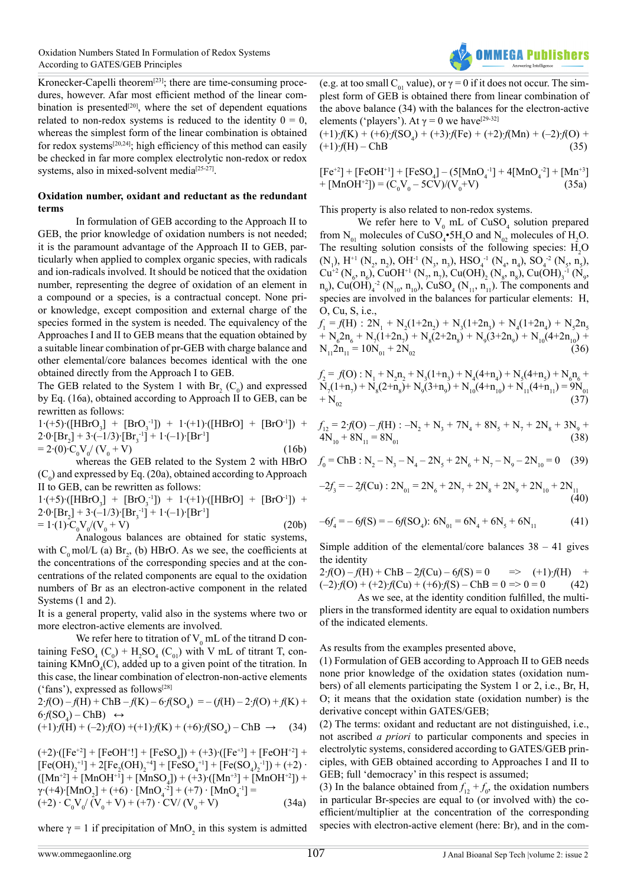Kronecker-Capelli theorem[23]; there are time-consuming procedures, however. Afar most efficient method of the linear combination is presented[20], where the set of dependent equations related to non-redox systems is reduced to the identity 0 = 0, whereas the simplest form of the linear combination is obtained for redox systems[20,24]; high efficiency of this method can easily be checked in far more complex electrolytic non-redox or redox systems, also in mixed-solvent media[25-27].

**Oxidation number, oxidant and reductant as the redundant terms**

In formulation of GEB according to the Approach II to GEB, the prior knowledge of oxidation numbers is not needed; it is the paramount advantage of the Approach II to GEB, particularly when applied to complex organic species, with radicals and ion-radicals involved. It should be noticed that the oxidation number, representing the degree of oxidation of an element in a compound or a species, is a contractual concept. None prior knowledge, except composition and external charge of the species formed in the system is needed. The equivalency of the Approaches I and II to GEB means that the equation obtained by a suitable linear combination of pr-GEB with charge balance and other elemental/core balances becomes identical with the one obtained directly from the Approach I to GEB.

The GEB related to the System 1 with $Br_2$ ($C_0$) and expressed by Eq. (16a), obtained according to Approach II to GEB, can be rewritten as follows:

$$1\cdot(+5)\cdot([HBrO_3] + [BrO_3^{-1}]) + 1\cdot(+1)\cdot([HBrO] + [BrO^{-1}]) + 2\cdot 0\cdot[Br_2] + 3\cdot(-1/3)\cdot[Br_3^{-1}] + 1\cdot(-1)\cdot[Br^{-1}] = 2\cdot(0)\cdot C_0V_0/(V_0 + V) \quad (16b)$$

whereas the GEB related to the System 2 with HBrO ($C_0$) and expressed by Eq. (20a), obtained according to Approach II to GEB, can be rewritten as follows:

$$1\cdot(+5)\cdot([HBrO_3] + [BrO_3^{-1}]) + 1\cdot(+1)\cdot([HBrO] + [BrO^{-1}]) + 2\cdot 0\cdot[Br_2] + 3\cdot(-1/3)\cdot[Br_3^{-1}] + 1\cdot(-1)\cdot[Br^{-1}] = 1\cdot(1)\cdot C_0V_0/(V_0 + V) \quad (20b)$$

Analogous balances are obtained for static systems, with $C_0$ mol/L (a) $Br_2$, (b) HBrO. As we see, the coefficients at the concentrations of the corresponding species and at the concentrations of the related components are equal to the oxidation numbers of Br as an electron-active component in the related Systems (1 and 2).

It is a general property, valid also in the systems where two or more electron-active elements are involved.

We refer here to titration of $V_0$ mL of the titrand D containing $FeSO_4$ ($C_0$) + $H_2SO_4$ ($C_{01}$) with V mL of titrant T, containing $KMnO_4$(C), added up to a given point of the titration. In this case, the linear combination of electron-non-active elements ('fans'), expressed as follows[28]

$$2\cdot f(O) - f(H) + ChB - f(K) - 6\cdot f(SO_4) = -(f(H) - 2\cdot f(O) + f(K) + 6\cdot f(SO_4) - ChB) \leftrightarrow$$

$$(+1)\cdot f(H) + (-2)\cdot f(O) + (+1)\cdot f(K) + (+6)\cdot f(SO_4) - ChB \rightarrow \quad (34)$$

$$(+2)\cdot([Fe^{+2}] + [FeOH^{+1}] + [FeSO_4]) + (+3)\cdot([Fe^{+3}] + [FeOH^{+2}] + [Fe(OH)_2^{+1}] + 2[Fe_2(OH)_2^{+4}] + [FeSO_4^{+1}] + [Fe(SO_4)_2^{-1}]) + (+2)\cdot([Mn^{+2}] + [MnOH^{+1}] + [MnSO_4]) + (+3)\cdot([Mn^{+3}] + [MnOH^{+2}]) + \gamma\cdot(+4)\cdot[MnO_2] + (+6)\cdot[MnO_4^{-2}] + (+7)\cdot[MnO_4^{-1}] = (+2)\cdot C_0V_0/(V_0 + V) + (+7)\cdot CV/(V_0 + V) \quad (34a)$$

where γ = 1 if precipitation of $MnO_2$ in this system is admitted (e.g. at too small $C_{01}$ value), or γ = 0 if it does not occur. The simplest form of GEB is obtained there from linear combination of the above balance (34) with the balances for the electron-active elements ('players'). At γ = 0 we have[29-32]

$$(+1)\cdot f(K) + (+6)\cdot f(SO_4) + (+3)\cdot f(Fe) + (+2)\cdot f(Mn) + (-2)\cdot f(O) + (+1)\cdot f(H) - ChB \quad (35)$$

$$[Fe^{+2}] + [FeOH^{+1}] + [FeSO_4] - (5[MnO_4^{-1}] + 4[MnO_4^{-2}] + [Mn^{+3}] + [MnOH^{+2}]) = (C_0V_0 - 5CV)/(V_0+V) \quad (35a)$$

This property is also related to non-redox systems.

We refer here to $V_0$ mL of $CuSO_4$ solution prepared from $N_{01}$ molecules of $CuSO_4{\cdot}5H_2O$ and $N_{02}$ molecules of $H_2O$. The resulting solution consists of the following species: $H_2O$ ($N_1$), $H^{+1}$ ($N_2$, $n_2$), $OH^{-1}$ ($N_3$, $n_3$), $HSO_4^{-1}$ ($N_4$, $n_4$), $SO_4^{-2}$ ($N_5$, $n_5$), $Cu^{+2}$ ($N_6$, $n_6$), $CuOH^{+1}$ ($N_7$, $n_7$), $Cu(OH)_2$ ($N_8$, $n_8$), $Cu(OH)_3^{-1}$ ($N_9$, $n_9$), $Cu(OH)_4^{-2}$ ($N_{10}$, $n_{10}$), $CuSO_4$ ($N_{11}$, $n_{11}$). The components and species are involved in the balances for particular elements: H, O, Cu, S, i.e.,

$$f_1 = f(H): 2N_1 + N_2(1+2n_2) + N_3(1+2n_3) + N_4(1+2n_4) + N_5 2n_5 + N_6 2n_6 + N_7(1+2n_7) + N_8(2+2n_8) + N_9(3+2n_9) + N_{10}(4+2n_{10}) + N_{11}2n_{11} = 10N_{01} + 2N_{02} \quad (36)$$

$$f_2 = f(O): N_1 + N_2n_2 + N_3(1+n_3) + N_4(4+n_4) + N_5(4+n_5) + N_6n_6 + N_7(1+n_7) + N_8(2+n_8) + N_9(3+n_9) + N_{10}(4+n_{10}) + N_{11}(4+n_{11}) = 9N_{01} + N_{02} \quad (37)$$

$$f_{12} = 2\cdot f(O) - f(H): -N_2 + N_3 + 7N_4 + 8N_5 + N_7 + 2N_8 + 3N_9 + 4N_{10} + 8N_{11} = 8N_{01} \quad (38)$$

$$f_0 = ChB: N_2 - N_3 - N_4 - 2N_5 + 2N_6 + N_7 - N_9 - 2N_{10} = 0 \quad (39)$$

$$-2f_3 = -2f(Cu): 2N_{01} = 2N_6 + 2N_7 + 2N_8 + 2N_9 + 2N_{10} + 2N_{11} \quad (40)$$

$$-6f_4 = -6f(S) = -6f(SO_4): 6N_{01} = 6N_4 + 6N_5 + 6N_{11} \quad (41)$$

Simple addition of the elemental/core balances 38 – 41 gives the identity

$$2\cdot f(O) - f(H) + ChB - 2f(Cu) - 6f(S) = 0 \quad \Rightarrow \quad (+1)\cdot f(H) + (-2)\cdot f(O) + (+2)\cdot f(Cu) + (+6)\cdot f(S) - ChB = 0 \Rightarrow 0 = 0 \quad (42)$$

As we see, at the identity condition fulfilled, the multipliers in the transformed identity are equal to oxidation numbers of the indicated elements.

As results from the examples presented above,

(1) Formulation of GEB according to Approach II to GEB needs none prior knowledge of the oxidation states (oxidation numbers) of all elements participating the System 1 or 2, i.e., Br, H, O; it means that the oxidation state (oxidation number) is the derivative concept within GATES/GEB;

(2) The terms: oxidant and reductant are not distinguished, i.e., not ascribed *a priori* to particular components and species in electrolytic systems, considered according to GATES/GEB principles, with GEB obtained according to Approaches I and II to GEB; full 'democracy' in this respect is assumed;

(3) In the balance obtained from $f_{12} + f_0$, the oxidation numbers in particular Br-species are equal to (or involved with) the coefficient/multiplier at the concentration of the corresponding species with electron-active element (here: Br), and in the com-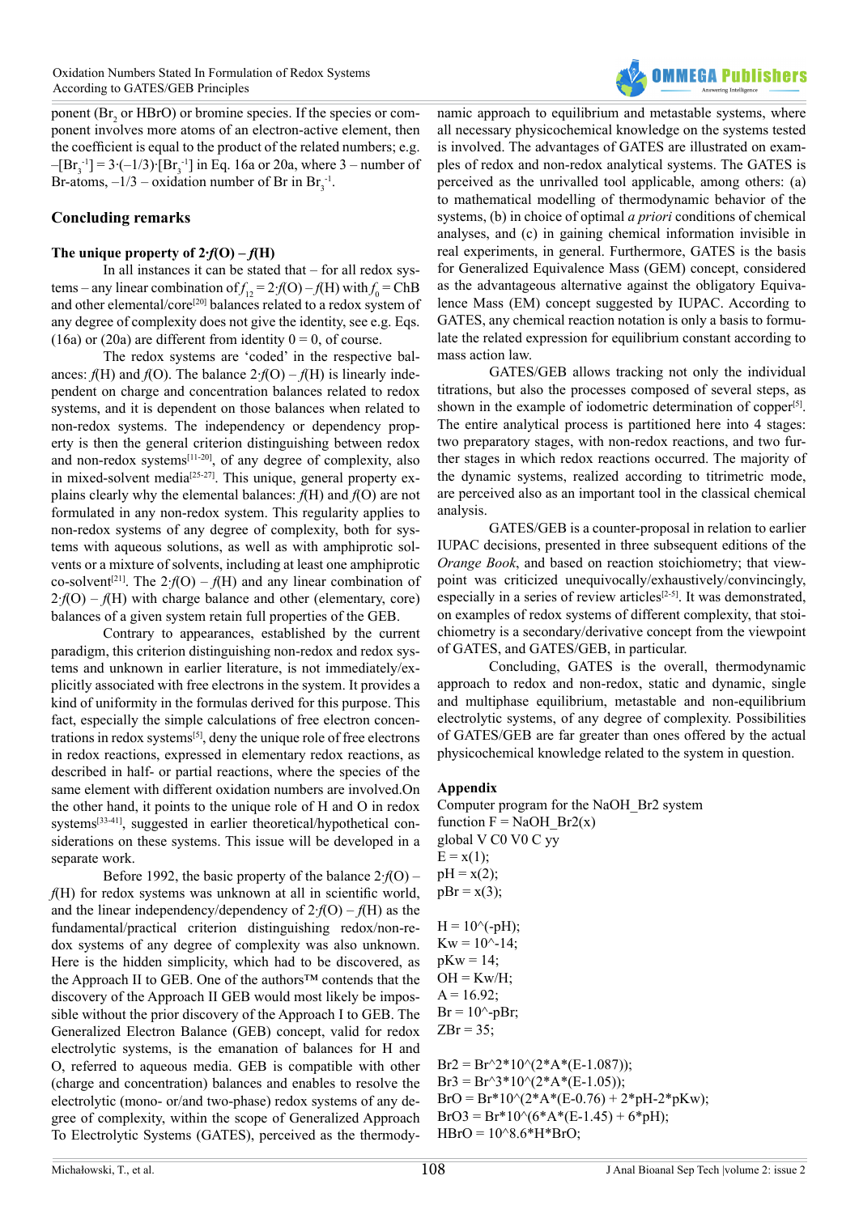ponent ($Br_2$ or HBrO) or bromine species. If the species or component involves more atoms of an electron-active element, then the coefficient is equal to the product of the related numbers; e.g. $-[Br_3^{-1}] = 3\cdot(-1/3)\cdot[Br_3^{-1}]$ in Eq. 16a or 20a, where 3 – number of Br-atoms, –1/3 – oxidation number of Br in $Br_3^{-1}$.

## Concluding remarks

### The unique property of $2\cdot f(O) - f(H)$

In all instances it can be stated that – for all redox systems – any linear combination of $f_{12} = 2\cdot f(O) - f(H)$ with $f_0$ = ChB and other elemental/core[20] balances related to a redox system of any degree of complexity does not give the identity, see e.g. Eqs. (16a) or (20a) are different from identity 0 = 0, of course.

The redox systems are 'coded' in the respective balances: $f(H)$ and $f(O)$. The balance $2\cdot f(O) - f(H)$ is linearly independent on charge and concentration balances related to redox systems, and it is dependent on those balances when related to non-redox systems. The independency or dependency property is then the general criterion distinguishing between redox and non-redox systems[11-20], of any degree of complexity, also in mixed-solvent media[25-27]. This unique, general property explains clearly why the elemental balances: $f(H)$ and $f(O)$ are not formulated in any non-redox system. This regularity applies to non-redox systems of any degree of complexity, both for systems with aqueous solutions, as well as with amphiprotic solvents or a mixture of solvents, including at least one amphiprotic co-solvent[21]. The $2\cdot f(O) - f(H)$ and any linear combination of $2\cdot f(O) - f(H)$ with charge balance and other (elementary, core) balances of a given system retain full properties of the GEB.

Contrary to appearances, established by the current paradigm, this criterion distinguishing non-redox and redox systems and unknown in earlier literature, is not immediately/explicitly associated with free electrons in the system. It provides a kind of uniformity in the formulas derived for this purpose. This fact, especially the simple calculations of free electron concentrations in redox systems[5], deny the unique role of free electrons in redox reactions, expressed in elementary redox reactions, as described in half- or partial reactions, where the species of the same element with different oxidation numbers are involved.On the other hand, it points to the unique role of H and O in redox systems[33-41], suggested in earlier theoretical/hypothetical considerations on these systems. This issue will be developed in a separate work.

Before 1992, the basic property of the balance $2\cdot f(O) - f(H)$ for redox systems was unknown at all in scientific world, and the linear independency/dependency of $2\cdot f(O) - f(H)$ as the fundamental/practical criterion distinguishing redox/non-redox systems of any degree of complexity was also unknown. Here is the hidden simplicity, which had to be discovered, as the Approach II to GEB. One of the authors™ contends that the discovery of the Approach II GEB would most likely be impossible without the prior discovery of the Approach I to GEB. The Generalized Electron Balance (GEB) concept, valid for redox electrolytic systems, is the emanation of balances for H and O, referred to aqueous media. GEB is compatible with other (charge and concentration) balances and enables to resolve the electrolytic (mono- or/and two-phase) redox systems of any degree of complexity, within the scope of Generalized Approach To Electrolytic Systems (GATES), perceived as the thermodynamic approach to equilibrium and metastable systems, where all necessary physicochemical knowledge on the systems tested is involved. The advantages of GATES are illustrated on examples of redox and non-redox analytical systems. The GATES is perceived as the unrivalled tool applicable, among others: (a) to mathematical modelling of thermodynamic behavior of the systems, (b) in choice of optimal *a priori* conditions of chemical analyses, and (c) in gaining chemical information invisible in real experiments, in general. Furthermore, GATES is the basis for Generalized Equivalence Mass (GEM) concept, considered as the advantageous alternative against the obligatory Equivalence Mass (EM) concept suggested by IUPAC. According to GATES, any chemical reaction notation is only a basis to formulate the related expression for equilibrium constant according to mass action law.

GATES/GEB allows tracking not only the individual titrations, but also the processes composed of several steps, as shown in the example of iodometric determination of copper[5]. The entire analytical process is partitioned here into 4 stages: two preparatory stages, with non-redox reactions, and two further stages in which redox reactions occurred. The majority of the dynamic systems, realized according to titrimetric mode, are perceived also as an important tool in the classical chemical analysis.

GATES/GEB is a counter-proposal in relation to earlier IUPAC decisions, presented in three subsequent editions of the *Orange Book*, and based on reaction stoichiometry; that viewpoint was criticized unequivocally/exhaustively/convincingly, especially in a series of review articles[2-5]. It was demonstrated, on examples of redox systems of different complexity, that stoichiometry is a secondary/derivative concept from the viewpoint of GATES, and GATES/GEB, in particular.

Concluding, GATES is the overall, thermodynamic approach to redox and non-redox, static and dynamic, single and multiphase equilibrium, metastable and non-equilibrium electrolytic systems, of any degree of complexity. Possibilities of GATES/GEB are far greater than ones offered by the actual physicochemical knowledge related to the system in question.

## Appendix

Computer program for the NaOH_Br2 system

```
function F = NaOH_Br2(x)
global V C0 V0 C yy
E = x(1);
pH = x(2);
pBr = x(3);

H = 10^(-pH);
Kw = 10^-14;
pKw = 14;
OH = Kw/H;
A = 16.92;
Br = 10^-pBr;
ZBr = 35;

Br2 = Br^2*10^(2*A*(E-1.087));
Br3 = Br^3*10^(2*A*(E-1.05));
BrO = Br*10^(2*A*(E-0.76) + 2*pH-2*pKw);
BrO3 = Br*10^(6*A*(E-1.45) + 6*pH);
HBrO = 10^8.6*H*BrO;
```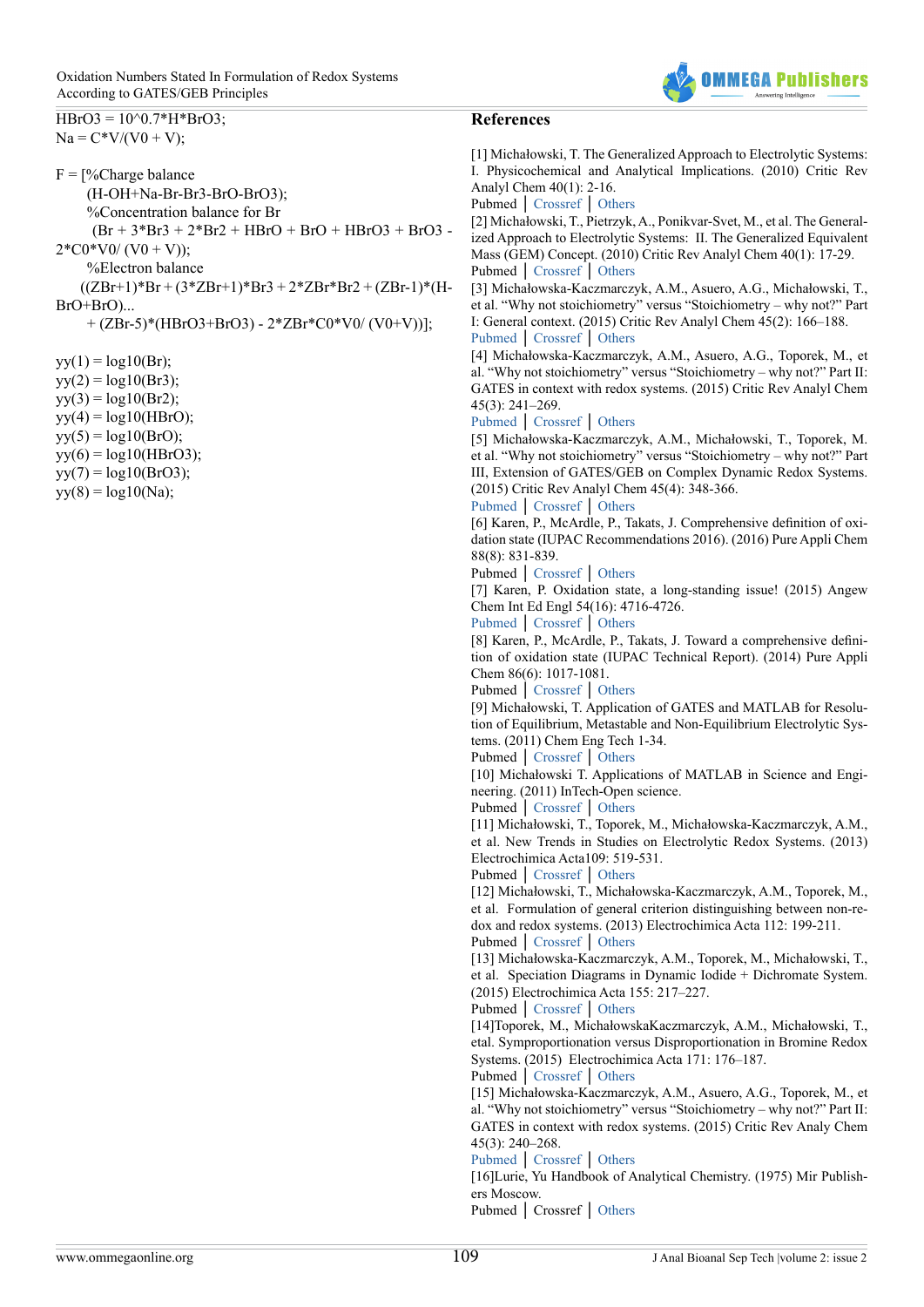```
HBrO3 = 10^0.7*H*BrO3;
Na = C*V/(V0 + V);

F = [%Charge balance
    (H-OH+Na-Br-Br3-BrO-BrO3);
    %Concentration balance for Br
     (Br + 3*Br3 + 2*Br2 + HBrO + BrO + HBrO3 + BrO3 -
2*C0*V0/ (V0 + V));
    %Electron balance
   ((ZBr+1)*Br + (3*ZBr+1)*Br3 + 2*ZBr*Br2 + (ZBr-1)*(H-
BrO+BrO)...
    + (ZBr-5)*(HBrO3+BrO3) - 2*ZBr*C0*V0/ (V0+V))];

yy(1) = log10(Br);
yy(2) = log10(Br3);
yy(3) = log10(Br2);
yy(4) = log10(HBrO);
yy(5) = log10(BrO);
yy(6) = log10(HBrO3);
yy(7) = log10(BrO3);
yy(8) = log10(Na);
```

## References

[1] Michałowski, T. The Generalized Approach to Electrolytic Systems: I. Physicochemical and Analytical Implications. (2010) Critic Rev Analyl Chem 40(1): 2-16.
Pubmed | Crossref | Others

[2] Michałowski, T., Pietrzyk, A., Ponikvar-Svet, M., et al. The Generalized Approach to Electrolytic Systems: II. The Generalized Equivalent Mass (GEM) Concept. (2010) Critic Rev Analyl Chem 40(1): 17-29.
Pubmed | Crossref | Others

[3] Michałowska-Kaczmarczyk, A.M., Asuero, A.G., Michałowski, T., et al. "Why not stoichiometry" versus "Stoichiometry – why not?" Part I: General context. (2015) Critic Rev Analyl Chem 45(2): 166–188.
Pubmed | Crossref | Others

[4] Michałowska-Kaczmarczyk, A.M., Asuero, A.G., Toporek, M., et al. "Why not stoichiometry" versus "Stoichiometry – why not?" Part II: GATES in context with redox systems. (2015) Critic Rev Analyl Chem 45(3): 241–269.
Pubmed | Crossref | Others

[5] Michałowska-Kaczmarczyk, A.M., Michałowski, T., Toporek, M. et al. "Why not stoichiometry" versus "Stoichiometry – why not?" Part III, Extension of GATES/GEB on Complex Dynamic Redox Systems. (2015) Critic Rev Analyl Chem 45(4): 348-366.
Pubmed | Crossref | Others

[6] Karen, P., McArdle, P., Takats, J. Comprehensive definition of oxidation state (IUPAC Recommendations 2016). (2016) Pure Appli Chem 88(8): 831-839.
Pubmed | Crossref | Others

[7] Karen, P. Oxidation state, a long-standing issue! (2015) Angew Chem Int Ed Engl 54(16): 4716-4726.
Pubmed | Crossref | Others

[8] Karen, P., McArdle, P., Takats, J. Toward a comprehensive definition of oxidation state (IUPAC Technical Report). (2014) Pure Appli Chem 86(6): 1017-1081.
Pubmed | Crossref | Others

[9] Michałowski, T. Application of GATES and MATLAB for Resolution of Equilibrium, Metastable and Non-Equilibrium Electrolytic Systems. (2011) Chem Eng Tech 1-34.
Pubmed | Crossref | Others

[10] Michałowski T. Applications of MATLAB in Science and Engineering. (2011) InTech-Open science.
Pubmed | Crossref | Others

[11] Michałowski, T., Toporek, M., Michałowska-Kaczmarczyk, A.M., et al. New Trends in Studies on Electrolytic Redox Systems. (2013) Electrochimica Acta109: 519-531.
Pubmed | Crossref | Others

[12] Michałowski, T., Michałowska-Kaczmarczyk, A.M., Toporek, M., et al. Formulation of general criterion distinguishing between non-redox and redox systems. (2013) Electrochimica Acta 112: 199-211.
Pubmed | Crossref | Others

[13] Michałowska-Kaczmarczyk, A.M., Toporek, M., Michałowski, T., et al. Speciation Diagrams in Dynamic Iodide + Dichromate System. (2015) Electrochimica Acta 155: 217–227.
Pubmed | Crossref | Others

[14]Toporek, M., MichałowskaKaczmarczyk, A.M., Michałowski, T., etal. Symproportionation versus Disproportionation in Bromine Redox Systems. (2015) Electrochimica Acta 171: 176–187.
Pubmed | Crossref | Others

[15] Michałowska-Kaczmarczyk, A.M., Asuero, A.G., Toporek, M., et al. "Why not stoichiometry" versus "Stoichiometry – why not?" Part II: GATES in context with redox systems. (2015) Critic Rev Analy Chem 45(3): 240–268.
Pubmed | Crossref | Others

[16]Lurie, Yu Handbook of Analytical Chemistry. (1975) Mir Publishers Moscow.
Pubmed | Crossref | Others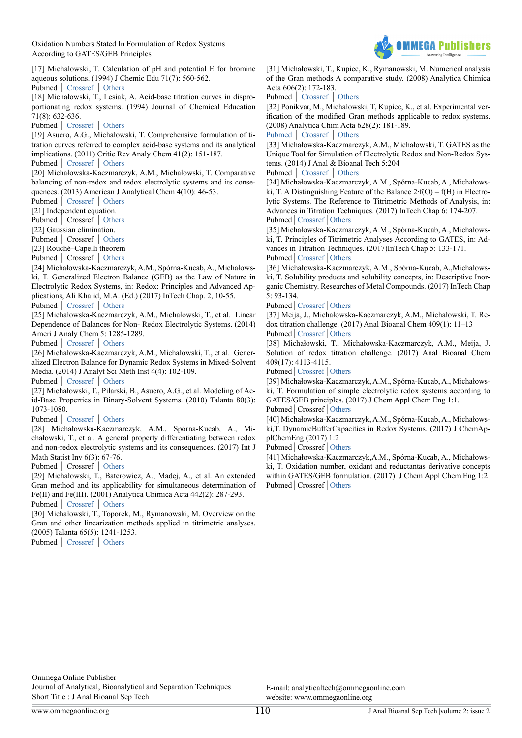[17] Michalowski, T. Calculation of pH and potential E for bromine aqueous solutions. (1994) J Chemic Edu 71(7): 560-562.
Pubmed | Crossref | Others

[18] Michałowski, T., Lesiak, A. Acid-base titration curves in disproportionating redox systems. (1994) Journal of Chemical Education 71(8): 632-636.
Pubmed | Crossref | Others

[19] Asuero, A.G., Michałowski, T. Comprehensive formulation of titration curves referred to complex acid-base systems and its analytical implications. (2011) Critic Rev Analy Chem 41(2): 151-187.
Pubmed | Crossref | Others

[20] Michałowska-Kaczmarczyk, A.M., Michałowski, T. Comparative balancing of non-redox and redox electrolytic systems and its consequences. (2013) American J Analytical Chem 4(10): 46-53.
Pubmed | Crossref | Others

[21] Independent equation.
Pubmed | Crossref | Others

[22] Gaussian elimination.
Pubmed | Crossref | Others

[23] Rouché–Capelli theorem
Pubmed | Crossref | Others

[24] Michałowska-Kaczmarczyk, A.M., Spórna-Kucab, A., Michałowski, T. Generalized Electron Balance (GEB) as the Law of Nature in Electrolytic Redox Systems, in: Redox: Principles and Advanced Applications, Ali Khalid, M.A. (Ed.) (2017) InTech Chap. 2, 10-55.
Pubmed | Crossref | Others

[25] Michałowska-Kaczmarczyk, A.M., Michałowski, T., et al. Linear Dependence of Balances for Non- Redox Electrolytic Systems. (2014) Ameri J Analy Chem 5: 1285-1289.
Pubmed | Crossref | Others

[26] Michałowska-Kaczmarczyk, A.M., Michałowski, T., et al. Generalized Electron Balance for Dynamic Redox Systems in Mixed-Solvent Media. (2014) J Analyt Sci Meth Inst 4(4): 102-109.
Pubmed | Crossref | Others

[27] Michałowski, T., Pilarski, B., Asuero, A.G., et al. Modeling of Acid-Base Properties in Binary-Solvent Systems. (2010) Talanta 80(3): 1073-1080.
Pubmed | Crossref | Others

[28] Michałowska-Kaczmarczyk, A.M., Spórna-Kucab, A., Michałowski, T., et al. A general property differentiating between redox and non-redox electrolytic systems and its consequences. (2017) Int J Math Statist Inv 6(3): 67-76.
Pubmed | Crossref | Others

[29] Michałowski, T., Baterowicz, A., Madej, A., et al. An extended Gran method and its applicability for simultaneous determination of Fe(II) and Fe(III). (2001) Analytica Chimica Acta 442(2): 287-293.
Pubmed | Crossref | Others

[30] Michałowski, T., Toporek, M., Rymanowski, M. Overview on the Gran and other linearization methods applied in titrimetric analyses. (2005) Talanta 65(5): 1241-1253.
Pubmed | Crossref | Others

[31] Michałowski, T., Kupiec, K., Rymanowski, M. Numerical analysis of the Gran methods A comparative study. (2008) Analytica Chimica Acta 606(2): 172-183.
Pubmed | Crossref | Others

[32] Ponikvar, M., Michałowski, T, Kupiec, K., et al. Experimental verification of the modified Gran methods applicable to redox systems. (2008) Analytica Chim Acta 628(2): 181-189.
Pubmed | Crossref | Others

[33] Michałowska-Kaczmarczyk, A.M., Michałowski, T. GATES as the Unique Tool for Simulation of Electrolytic Redox and Non-Redox Systems. (2014) J Anal & Bioanal Tech 5:204
Pubmed | Crossref | Others

[34] Michałowska-Kaczmarczyk, A.M., Spórna-Kucab, A., Michałowski, T. A Distinguishing Feature of the Balance 2·f(O) – f(H) in Electrolytic Systems. The Reference to Titrimetric Methods of Analysis, in: Advances in Titration Techniques. (2017) InTech Chap 6: 174-207.
Pubmed | Crossref | Others

[35] Michałowska-Kaczmarczyk, A.M., Spórna-Kucab, A., Michałowski, T. Principles of Titrimetric Analyses According to GATES, in: Advances in Titration Techniques. (2017)InTech Chap 5: 133-171.
Pubmed | Crossref | Others

[36] Michałowska-Kaczmarczyk, A.M., Spórna-Kucab, A.,Michałowski, T. Solubility products and solubility concepts, in: Descriptive Inorganic Chemistry. Researches of Metal Compounds. (2017) InTech Chap 5: 93-134.
Pubmed | Crossref | Others

[37] Meija, J., Michałowska-Kaczmarczyk, A.M., Michałowski, T. Redox titration challenge. (2017) Anal Bioanal Chem 409(1): 11–13
Pubmed | Crossref | Others

[38] Michałowski, T., Michałowska-Kaczmarczyk, A.M., Meija, J. Solution of redox titration challenge. (2017) Anal Bioanal Chem 409(17): 4113-4115.
Pubmed | Crossref | Others

[39] Michałowska-Kaczmarczyk, A.M., Spórna-Kucab, A., Michałowski, T. Formulation of simple electrolytic redox systems according to GATES/GEB principles. (2017) J Chem Appl Chem Eng 1:1.
Pubmed | Crossref | Others

[40] Michałowska-Kaczmarczyk, A.M., Spórna-Kucab, A., Michałowski,T. DynamicBufferCapacities in Redox Systems. (2017) J ChemApplChemEng (2017) 1:2
Pubmed | Crossref | Others

[41] Michałowska-Kaczmarczyk,A.M., Spórna-Kucab, A., Michałowski, T. Oxidation number, oxidant and reductantas derivative concepts within GATES/GEB formulation. (2017) J Chem Appl Chem Eng 1:2
Pubmed | Crossref | Others

Ommega Online Publisher
Journal of Analytical, Bioanalytical and Separation Techniques
Short Title : J Anal Bioanal Sep Tech

E-mail: analyticaltech@ommegaonline.com
website: www.ommegaonline.org